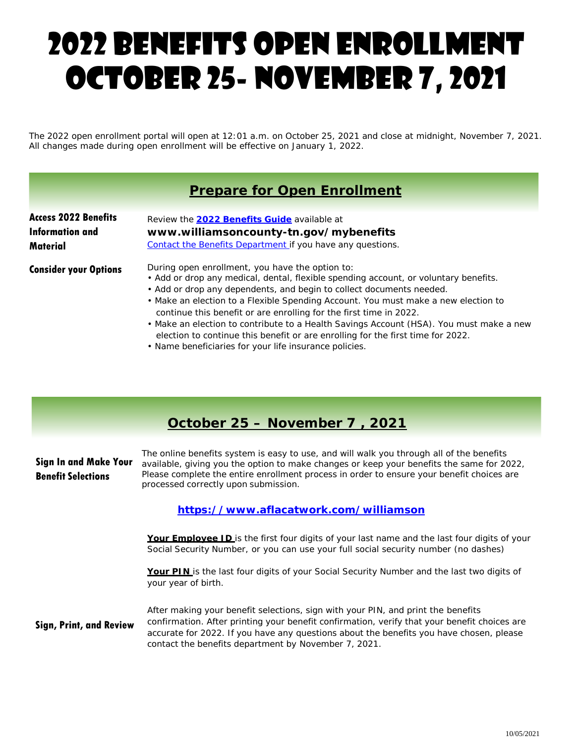# 2022 BENEFITS OPEN ENROLLMENT OCTOBER 25- NOVEMBER 7, 2021

The 2022 open enrollment portal will open at 12:01 a.m. on October 25, 2021 and close at midnight, November 7, 2021. All changes made during open enrollment will be effective on January 1, 2022.

## Prepare for Open Enrollment

**Access 2022 Benefits Information and Material**

Review the **2022 Benefits Guide** available at
**www.williamsoncounty-tn.gov/mybenefits**
Contact the Benefits Department if you have any questions.

**Consider your Options**

During open enrollment, you have the option to:

- Add or drop any medical, dental, flexible spending account, or voluntary benefits.
- Add or drop any dependents, and begin to collect documents needed.
- Make an election to a Flexible Spending Account. You must make a new election to continue this benefit or are enrolling for the first time in 2022.
- Make an election to contribute to a Health Savings Account (HSA). You must make a new election to continue this benefit or are enrolling for the first time for 2022.
- Name beneficiaries for your life insurance policies.

## October 25 – November 7 , 2021

**Sign In and Make Your Benefit Selections**

The online benefits system is easy to use, and will walk you through all of the benefits available, giving you the option to make changes or keep your benefits the same for 2022, Please complete the entire enrollment process in order to ensure your benefit choices are processed correctly upon submission.

**https://www.aflacatwork.com/williamson**

**Your Employee ID** is the first four digits of your last name and the last four digits of your Social Security Number, or you can use your full social security number (no dashes)

**Your PIN** is the last four digits of your Social Security Number and the last two digits of your year of birth.

**Sign, Print, and Review**

After making your benefit selections, sign with your PIN, and print the benefits confirmation. After printing your benefit confirmation, verify that your benefit choices are accurate for 2022. If you have any questions about the benefits you have chosen, please contact the benefits department by November 7, 2021.

10/05/2021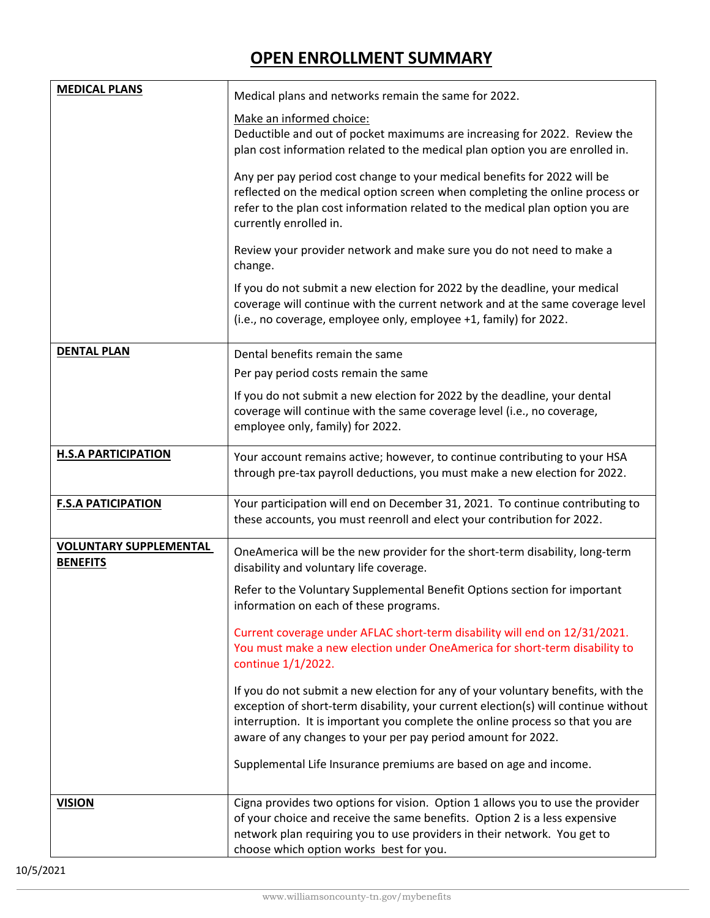# OPEN ENROLLMENT SUMMARY

| | |
|---|---|
| **MEDICAL PLANS** | Medical plans and networks remain the same for 2022.<br><br>Make an informed choice:<br>Deductible and out of pocket maximums are increasing for 2022. Review the plan cost information related to the medical plan option you are enrolled in.<br><br>Any per pay period cost change to your medical benefits for 2022 will be reflected on the medical option screen when completing the online process or refer to the plan cost information related to the medical plan option you are currently enrolled in.<br><br>Review your provider network and make sure you do not need to make a change.<br><br>If you do not submit a new election for 2022 by the deadline, your medical coverage will continue with the current network and at the same coverage level (i.e., no coverage, employee only, employee +1, family) for 2022. |
| **DENTAL PLAN** | Dental benefits remain the same<br><br>Per pay period costs remain the same<br><br>If you do not submit a new election for 2022 by the deadline, your dental coverage will continue with the same coverage level (i.e., no coverage, employee only, family) for 2022. |
| **H.S.A PARTICIPATION** | Your account remains active; however, to continue contributing to your HSA through pre-tax payroll deductions, you must make a new election for 2022. |
| **F.S.A PATICIPATION** | Your participation will end on December 31, 2021. To continue contributing to these accounts, you must reenroll and elect your contribution for 2022. |
| **VOLUNTARY SUPPLEMENTAL BENEFITS** | OneAmerica will be the new provider for the short-term disability, long-term disability and voluntary life coverage.<br><br>Refer to the Voluntary Supplemental Benefit Options section for important information on each of these programs.<br><br>Current coverage under AFLAC short-term disability will end on 12/31/2021. You must make a new election under OneAmerica for short-term disability to continue 1/1/2022.<br><br>If you do not submit a new election for any of your voluntary benefits, with the exception of short-term disability, your current election(s) will continue without interruption. It is important you complete the online process so that you are aware of any changes to your per pay period amount for 2022.<br><br>Supplemental Life Insurance premiums are based on age and income. |
| **VISION** | Cigna provides two options for vision. Option 1 allows you to use the provider of your choice and receive the same benefits. Option 2 is a less expensive network plan requiring you to use providers in their network. You get to choose which option works best for you. |

10/5/2021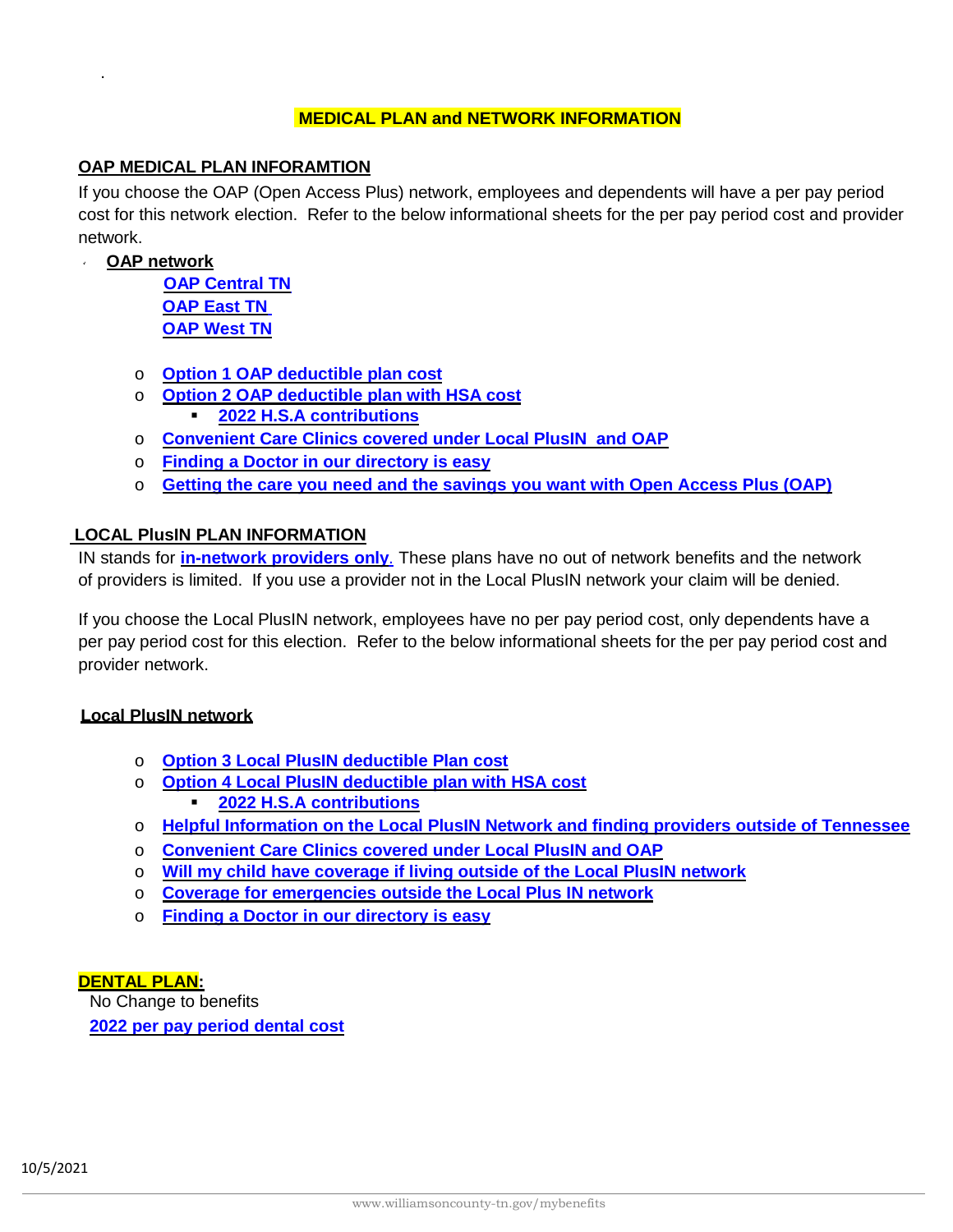## MEDICAL PLAN and NETWORK INFORMATION

### OAP MEDICAL PLAN INFORAMTION

If you choose the OAP (Open Access Plus) network, employees and dependents will have a per pay period cost for this network election. Refer to the below informational sheets for the per pay period cost and provider network.

- **OAP network**
  - **OAP Central TN**
  - **OAP East TN**
  - **OAP West TN**

- **Option 1 OAP deductible plan cost**
- **Option 2 OAP deductible plan with HSA cost**
  - **2022 H.S.A contributions**
- **Convenient Care Clinics covered under Local PlusIN and OAP**
- **Finding a Doctor in our directory is easy**
- **Getting the care you need and the savings you want with Open Access Plus (OAP)**

### LOCAL PlusIN PLAN INFORMATION

IN stands for **in-network providers only**. These plans have no out of network benefits and the network of providers is limited. If you use a provider not in the Local PlusIN network your claim will be denied.

If you choose the Local PlusIN network, employees have no per pay period cost, only dependents have a per pay period cost for this election. Refer to the below informational sheets for the per pay period cost and provider network.

**Local PlusIN network**

- **Option 3 Local PlusIN deductible Plan cost**
- **Option 4 Local PlusIN deductible plan with HSA cost**
  - **2022 H.S.A contributions**
- **Helpful Information on the Local PlusIN Network and finding providers outside of Tennessee**
- **Convenient Care Clinics covered under Local PlusIN and OAP**
- **Will my child have coverage if living outside of the Local PlusIN network**
- **Coverage for emergencies outside the Local Plus IN network**
- **Finding a Doctor in our directory is easy**

### DENTAL PLAN:

No Change to benefits

**2022 per pay period dental cost**

10/5/2021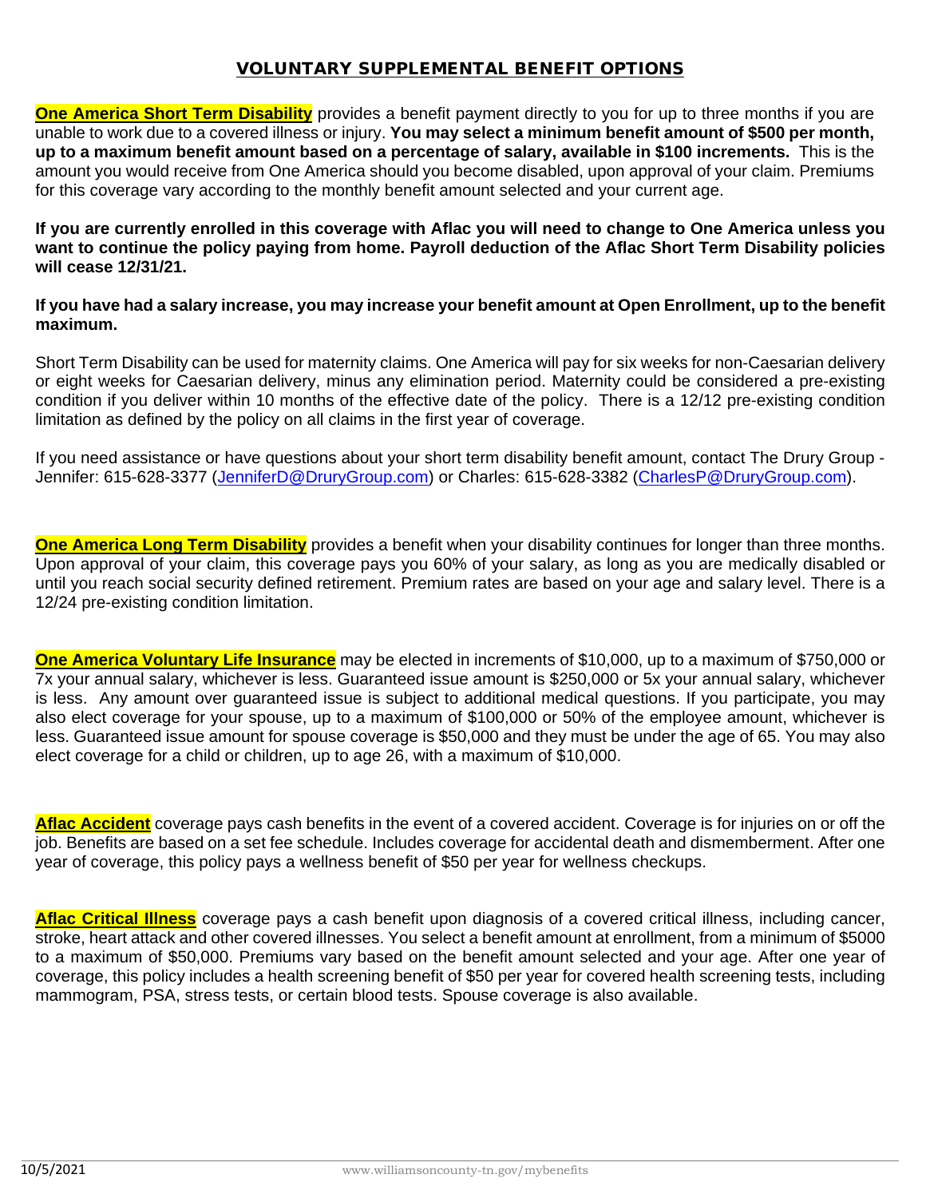# VOLUNTARY SUPPLEMENTAL BENEFIT OPTIONS

**One America Short Term Disability** provides a benefit payment directly to you for up to three months if you are unable to work due to a covered illness or injury. **You may select a minimum benefit amount of $500 per month, up to a maximum benefit amount based on a percentage of salary, available in $100 increments.** This is the amount you would receive from One America should you become disabled, upon approval of your claim. Premiums for this coverage vary according to the monthly benefit amount selected and your current age.

**If you are currently enrolled in this coverage with Aflac you will need to change to One America unless you want to continue the policy paying from home. Payroll deduction of the Aflac Short Term Disability policies will cease 12/31/21.**

**If you have had a salary increase, you may increase your benefit amount at Open Enrollment, up to the benefit maximum.**

Short Term Disability can be used for maternity claims. One America will pay for six weeks for non-Caesarian delivery or eight weeks for Caesarian delivery, minus any elimination period. Maternity could be considered a pre-existing condition if you deliver within 10 months of the effective date of the policy. There is a 12/12 pre-existing condition limitation as defined by the policy on all claims in the first year of coverage.

If you need assistance or have questions about your short term disability benefit amount, contact The Drury Group - Jennifer: 615-628-3377 (JenniferD@DruryGroup.com) or Charles: 615-628-3382 (CharlesP@DruryGroup.com).

**One America Long Term Disability** provides a benefit when your disability continues for longer than three months. Upon approval of your claim, this coverage pays you 60% of your salary, as long as you are medically disabled or until you reach social security defined retirement. Premium rates are based on your age and salary level. There is a 12/24 pre-existing condition limitation.

**One America Voluntary Life Insurance** may be elected in increments of $10,000, up to a maximum of $750,000 or 7x your annual salary, whichever is less. Guaranteed issue amount is $250,000 or 5x your annual salary, whichever is less. Any amount over guaranteed issue is subject to additional medical questions. If you participate, you may also elect coverage for your spouse, up to a maximum of $100,000 or 50% of the employee amount, whichever is less. Guaranteed issue amount for spouse coverage is $50,000 and they must be under the age of 65. You may also elect coverage for a child or children, up to age 26, with a maximum of $10,000.

**Aflac Accident** coverage pays cash benefits in the event of a covered accident. Coverage is for injuries on or off the job. Benefits are based on a set fee schedule. Includes coverage for accidental death and dismemberment. After one year of coverage, this policy pays a wellness benefit of $50 per year for wellness checkups.

**Aflac Critical Illness** coverage pays a cash benefit upon diagnosis of a covered critical illness, including cancer, stroke, heart attack and other covered illnesses. You select a benefit amount at enrollment, from a minimum of $5000 to a maximum of $50,000. Premiums vary based on the benefit amount selected and your age. After one year of coverage, this policy includes a health screening benefit of $50 per year for covered health screening tests, including mammogram, PSA, stress tests, or certain blood tests. Spouse coverage is also available.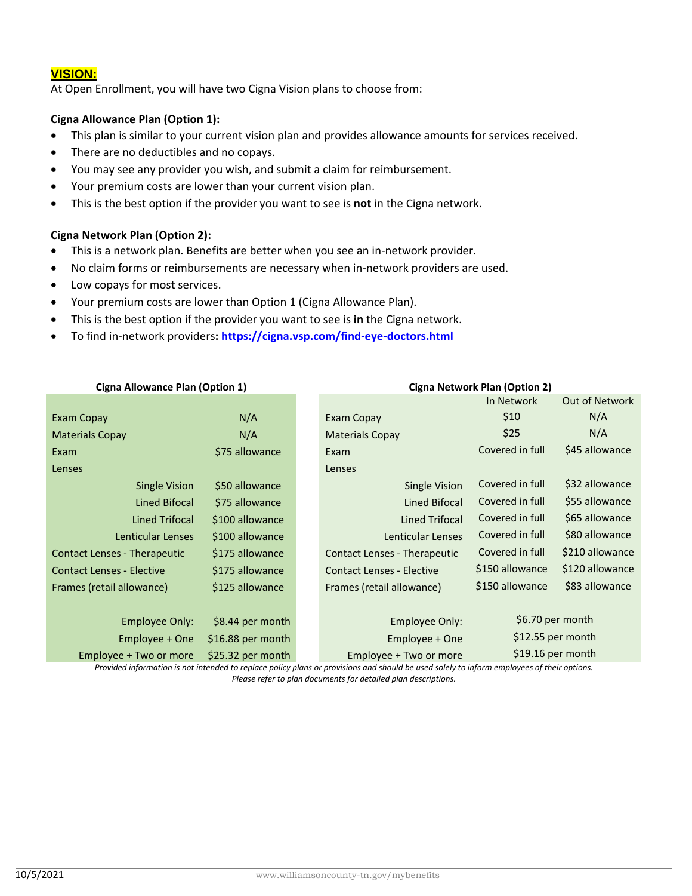## VISION:

At Open Enrollment, you will have two Cigna Vision plans to choose from:

**Cigna Allowance Plan (Option 1):**

- This plan is similar to your current vision plan and provides allowance amounts for services received.
- There are no deductibles and no copays.
- You may see any provider you wish, and submit a claim for reimbursement.
- Your premium costs are lower than your current vision plan.
- This is the best option if the provider you want to see is **not** in the Cigna network.

**Cigna Network Plan (Option 2):**

- This is a network plan. Benefits are better when you see an in-network provider.
- No claim forms or reimbursements are necessary when in-network providers are used.
- Low copays for most services.
- Your premium costs are lower than Option 1 (Cigna Allowance Plan).
- This is the best option if the provider you want to see is **in** the Cigna network.
- To find in-network providers**: [https://cigna.vsp.com/find-eye-doctors.html](https://cigna.vsp.com/find-eye-doctors.html)**

**Cigna Allowance Plan (Option 1)**

| | |
|---|---|
| Exam Copay | N/A |
| Materials Copay | N/A |
| Exam | $75 allowance |
| Lenses | |
| Single Vision | $50 allowance |
| Lined Bifocal | $75 allowance |
| Lined Trifocal | $100 allowance |
| Lenticular Lenses | $100 allowance |
| Contact Lenses - Therapeutic | $175 allowance |
| Contact Lenses - Elective | $175 allowance |
| Frames (retail allowance) | $125 allowance |
| Employee Only: | $8.44 per month |
| Employee + One | $16.88 per month |
| Employee + Two or more | $25.32 per month |

**Cigna Network Plan (Option 2)**

| | In Network | Out of Network |
|---|---|---|
| Exam Copay | $10 | N/A |
| Materials Copay | $25 | N/A |
| Exam | Covered in full | $45 allowance |
| Lenses | | |
| Single Vision | Covered in full | $32 allowance |
| Lined Bifocal | Covered in full | $55 allowance |
| Lined Trifocal | Covered in full | $65 allowance |
| Lenticular Lenses | Covered in full | $80 allowance |
| Contact Lenses - Therapeutic | Covered in full | $210 allowance |
| Contact Lenses - Elective | $150 allowance | $120 allowance |
| Frames (retail allowance) | $150 allowance | $83 allowance |
| Employee Only: | $6.70 per month | |
| Employee + One | $12.55 per month | |
| Employee + Two or more | $19.16 per month | |

*Provided information is not intended to replace policy plans or provisions and should be used solely to inform employees of their options. Please refer to plan documents for detailed plan descriptions.*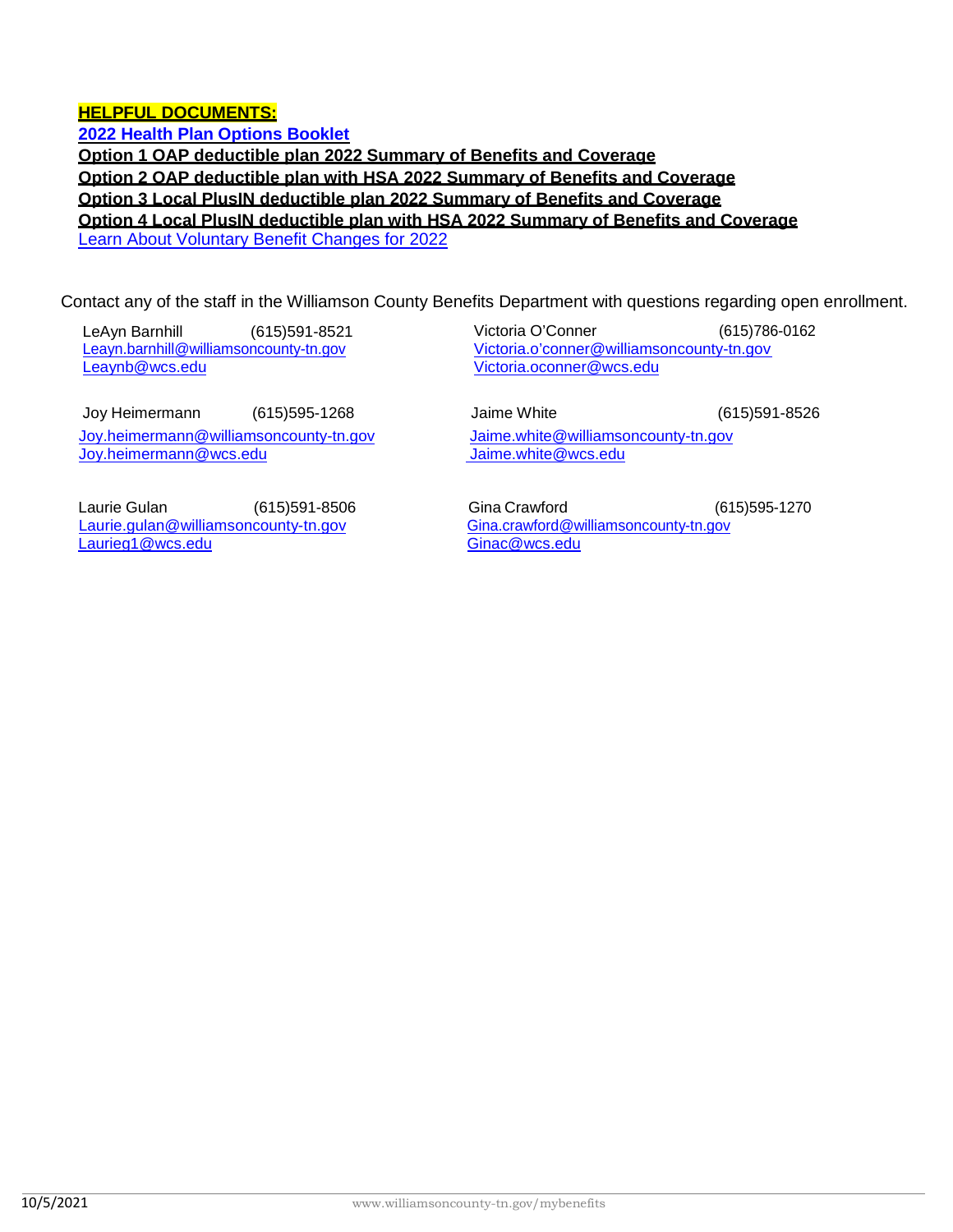**HELPFUL DOCUMENTS:**

**2022 Health Plan Options Booklet**

**Option 1 OAP deductible plan 2022 Summary of Benefits and Coverage**

**Option 2 OAP deductible plan with HSA 2022 Summary of Benefits and Coverage**

**Option 3 Local PlusIN deductible plan 2022 Summary of Benefits and Coverage**

**Option 4 Local PlusIN deductible plan with HSA 2022 Summary of Benefits and Coverage**

Learn About Voluntary Benefit Changes for 2022

Contact any of the staff in the Williamson County Benefits Department with questions regarding open enrollment.

LeAyn Barnhill (615)591-8521
Leayn.barnhill@williamsoncounty-tn.gov
Leaynb@wcs.edu

Victoria O'Conner (615)786-0162
Victoria.o'conner@williamsoncounty-tn.gov
Victoria.oconner@wcs.edu

Joy Heimermann (615)595-1268
Joy.heimermann@williamsoncounty-tn.gov
Joy.heimermann@wcs.edu

Jaime White (615)591-8526
Jaime.white@williamsoncounty-tn.gov
Jaime.white@wcs.edu

Laurie Gulan (615)591-8506
Laurie.gulan@williamsoncounty-tn.gov
Laurieg1@wcs.edu

Gina Crawford (615)595-1270
Gina.crawford@williamsoncounty-tn.gov
Ginac@wcs.edu